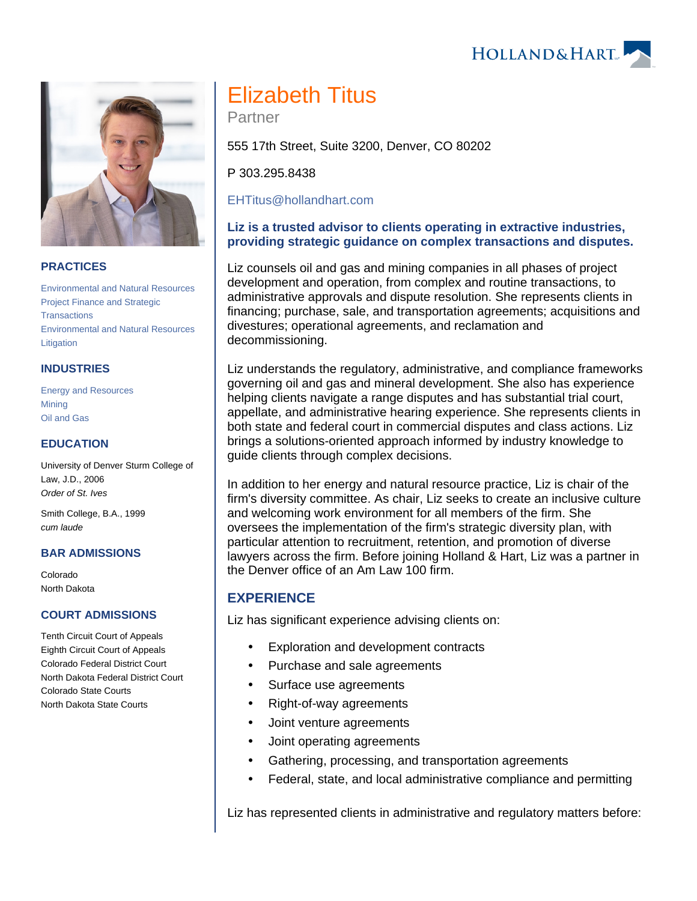# Elizabeth Titus

Partner

555 17th Street, Suite 3200, Denver, CO 80202

P 303.295.8438

EHTitus@hollandhart.com

**Liz is a trusted advisor to clients operating in extractive industries, providing strategic guidance on complex transactions and disputes.**

Liz counsels oil and gas and mining companies in all phases of project development and operation, from complex and routine transactions, to administrative approvals and dispute resolution. She represents clients in financing; purchase, sale, and transportation agreements; acquisitions and divestures; operational agreements, and reclamation and decommissioning.

Liz understands the regulatory, administrative, and compliance frameworks governing oil and gas and mineral development. She also has experience helping clients navigate a range disputes and has substantial trial court, appellate, and administrative hearing experience. She represents clients in both state and federal court in commercial disputes and class actions. Liz brings a solutions-oriented approach informed by industry knowledge to guide clients through complex decisions.

In addition to her energy and natural resource practice, Liz is chair of the firm's diversity committee. As chair, Liz seeks to create an inclusive culture and welcoming work environment for all members of the firm. She oversees the implementation of the firm's strategic diversity plan, with particular attention to recruitment, retention, and promotion of diverse lawyers across the firm. Before joining Holland & Hart, Liz was a partner in the Denver office of an Am Law 100 firm.

## PRACTICES

Environmental and Natural Resources
Project Finance and Strategic Transactions
Environmental and Natural Resources Litigation

## INDUSTRIES

Energy and Resources
Mining
Oil and Gas

## EDUCATION

University of Denver Sturm College of Law, J.D., 2006
*Order of St. Ives*

Smith College, B.A., 1999
*cum laude*

## BAR ADMISSIONS

Colorado
North Dakota

## COURT ADMISSIONS

Tenth Circuit Court of Appeals
Eighth Circuit Court of Appeals
Colorado Federal District Court
North Dakota Federal District Court
Colorado State Courts
North Dakota State Courts

## EXPERIENCE

Liz has significant experience advising clients on:

- Exploration and development contracts
- Purchase and sale agreements
- Surface use agreements
- Right-of-way agreements
- Joint venture agreements
- Joint operating agreements
- Gathering, processing, and transportation agreements
- Federal, state, and local administrative compliance and permitting

Liz has represented clients in administrative and regulatory matters before: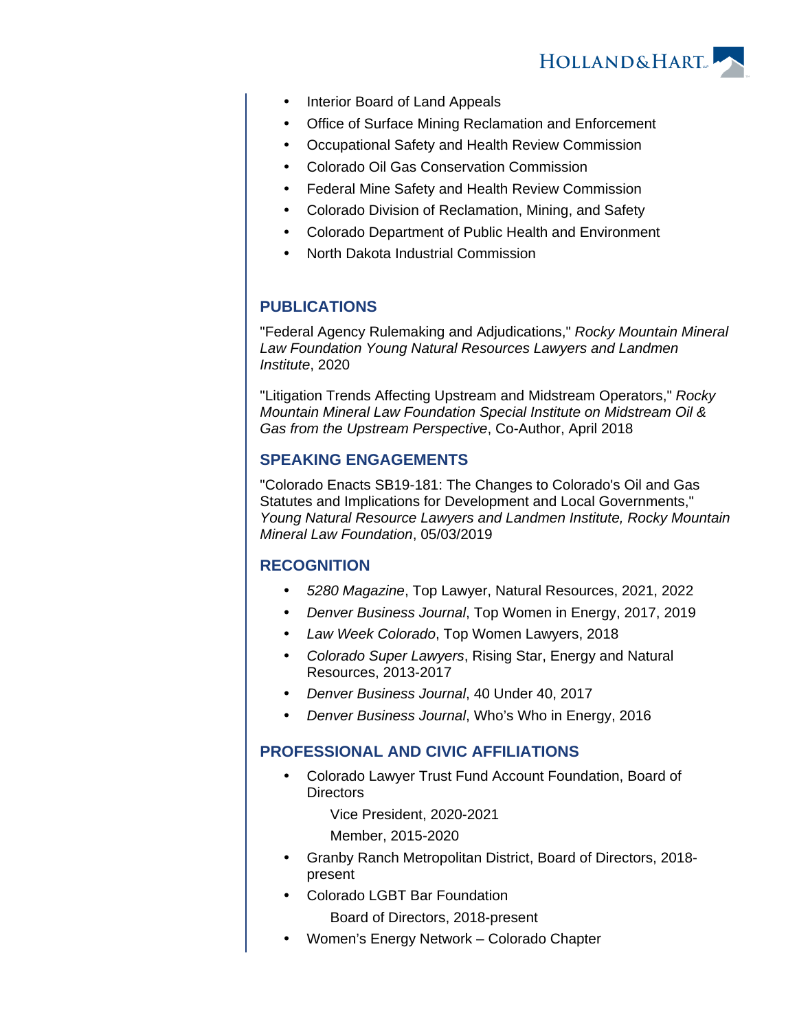- Interior Board of Land Appeals
- Office of Surface Mining Reclamation and Enforcement
- Occupational Safety and Health Review Commission
- Colorado Oil Gas Conservation Commission
- Federal Mine Safety and Health Review Commission
- Colorado Division of Reclamation, Mining, and Safety
- Colorado Department of Public Health and Environment
- North Dakota Industrial Commission

## PUBLICATIONS

"Federal Agency Rulemaking and Adjudications," *Rocky Mountain Mineral Law Foundation Young Natural Resources Lawyers and Landmen Institute*, 2020

"Litigation Trends Affecting Upstream and Midstream Operators," *Rocky Mountain Mineral Law Foundation Special Institute on Midstream Oil & Gas from the Upstream Perspective*, Co-Author, April 2018

## SPEAKING ENGAGEMENTS

"Colorado Enacts SB19-181: The Changes to Colorado's Oil and Gas Statutes and Implications for Development and Local Governments," *Young Natural Resource Lawyers and Landmen Institute, Rocky Mountain Mineral Law Foundation*, 05/03/2019

## RECOGNITION

- *5280 Magazine*, Top Lawyer, Natural Resources, 2021, 2022
- *Denver Business Journal*, Top Women in Energy, 2017, 2019
- *Law Week Colorado*, Top Women Lawyers, 2018
- *Colorado Super Lawyers*, Rising Star, Energy and Natural Resources, 2013-2017
- *Denver Business Journal*, 40 Under 40, 2017
- *Denver Business Journal*, Who's Who in Energy, 2016

## PROFESSIONAL AND CIVIC AFFILIATIONS

- Colorado Lawyer Trust Fund Account Foundation, Board of Directors
  - Vice President, 2020-2021
  - Member, 2015-2020
- Granby Ranch Metropolitan District, Board of Directors, 2018-present
- Colorado LGBT Bar Foundation
  - Board of Directors, 2018-present
- Women's Energy Network – Colorado Chapter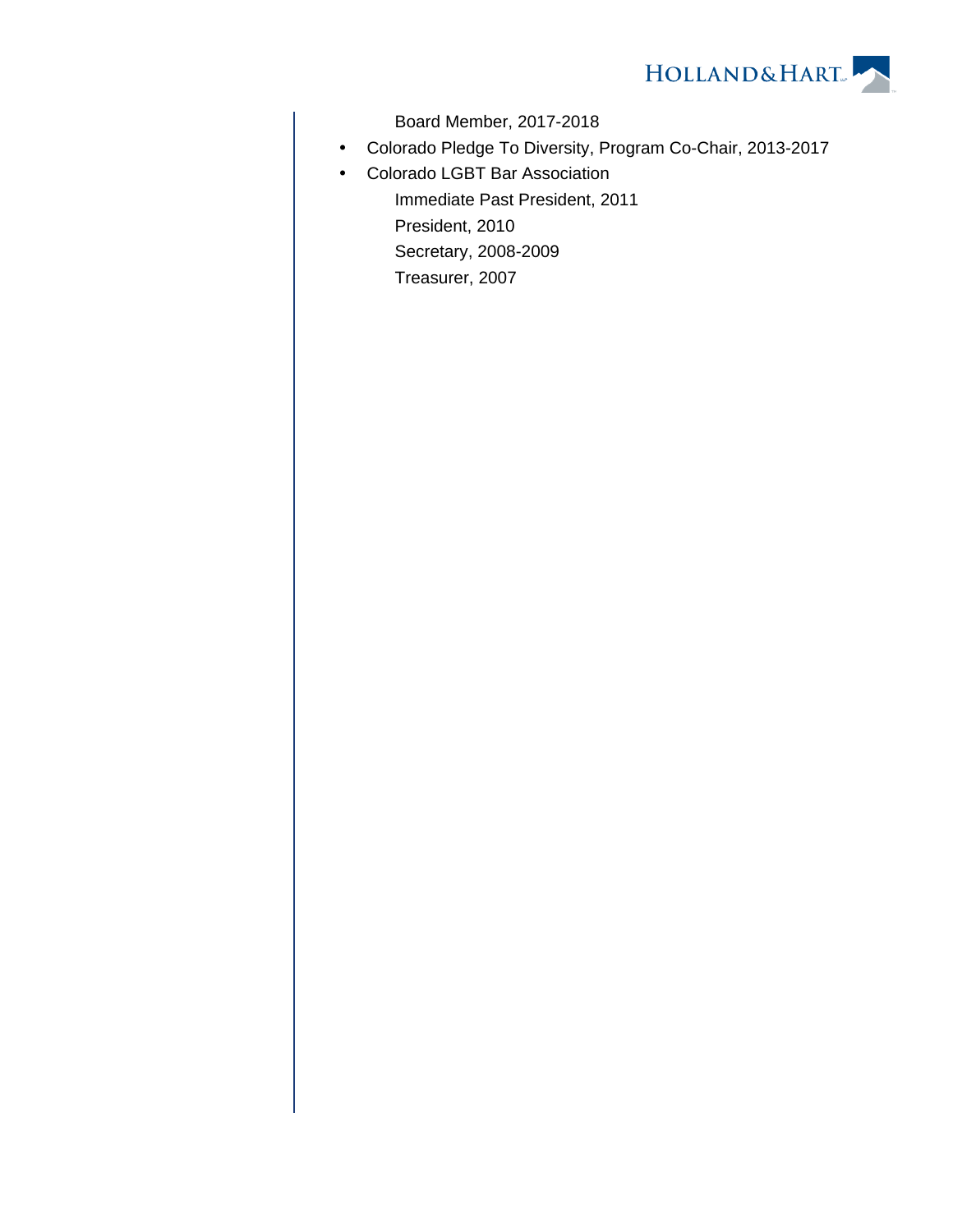Board Member, 2017-2018

- Colorado Pledge To Diversity, Program Co-Chair, 2013-2017
- Colorado LGBT Bar Association

  Immediate Past President, 2011

  President, 2010

  Secretary, 2008-2009

  Treasurer, 2007